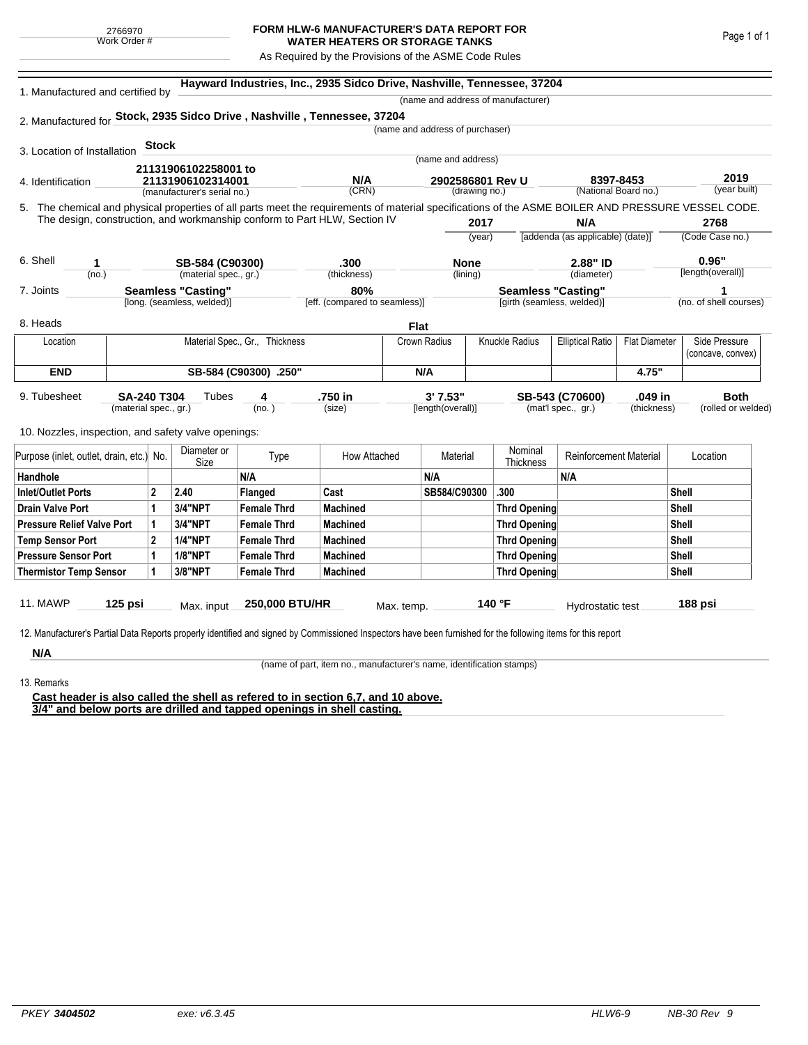2766970
Work Order #

# FORM HLW-6 MANUFACTURER'S DATA REPORT FOR WATER HEATERS OR STORAGE TANKS

As Required by the Provisions of the ASME Code Rules

1. Manufactured and certified by **Hayward Industries, Inc., 2935 Sidco Drive, Nashville, Tennessee, 37204**
(name and address of manufacturer)

2. Manufactured for **Stock, 2935 Sidco Drive , Nashville , Tennessee, 37204**
(name and address of purchaser)

3. Location of Installation **Stock**
(name and address)

4. Identification **21131906102258001 to 21131906102314001** (manufacturer's serial no.) **N/A** (CRN) **2902586801 Rev U** (drawing no.) **8397-8453** (National Board no.) **2019** (year built)

5. The chemical and physical properties of all parts meet the requirements of material specifications of the ASME BOILER AND PRESSURE VESSEL CODE. The design, construction, and workmanship conform to Part HLW, Section IV **2017** (year) **N/A** [addenda (as applicable) (date)] **2768** (Code Case no.)

6. Shell **1** (no.) **SB-584 (C90300)** (material spec., gr.) **.300** (thickness) **None** (lining) **2.88" ID** (diameter) **0.96"** [length(overall)]

7. Joints **Seamless "Casting"** [long. (seamless, welded)] **80%** [eff. (compared to seamless)] **Seamless "Casting"** [girth (seamless, welded)] **1** (no. of shell courses)

8. Heads **Flat**

| Location | Material Spec., Gr., Thickness | Crown Radius | Knuckle Radius | Elliptical Ratio | Flat Diameter | Side Pressure (concave, convex) |
|---|---|---|---|---|---|---|
| **END** | **SB-584 (C90300) .250"** | **N/A** | | | **4.75"** | |

9. Tubesheet **SA-240 T304** (material spec., gr.) Tubes **4** (no.) **.750 in** (size) **3' 7.53"** [length(overall)] **SB-543 (C70600)** (mat'l spec., gr.) **.049 in** (thickness) **Both** (rolled or welded)

10. Nozzles, inspection, and safety valve openings:

| Purpose (inlet, outlet, drain, etc.) | No. | Diameter or Size | Type | How Attached | Material | Nominal Thickness | Reinforcement Material | Location |
|---|---|---|---|---|---|---|---|---|
| **Handhole** | | | **N/A** | | **N/A** | | **N/A** | |
| **Inlet/Outlet Ports** | **2** | **2.40** | **Flanged** | **Cast** | **SB584/C90300** | **.300** | | **Shell** |
| **Drain Valve Port** | **1** | **3/4"NPT** | **Female Thrd** | **Machined** | | **Thrd Opening** | | **Shell** |
| **Pressure Relief Valve Port** | **1** | **3/4"NPT** | **Female Thrd** | **Machined** | | **Thrd Opening** | | **Shell** |
| **Temp Sensor Port** | **2** | **1/4"NPT** | **Female Thrd** | **Machined** | | **Thrd Opening** | | **Shell** |
| **Pressure Sensor Port** | **1** | **1/8"NPT** | **Female Thrd** | **Machined** | | **Thrd Opening** | | **Shell** |
| **Thermistor Temp Sensor** | **1** | **3/8"NPT** | **Female Thrd** | **Machined** | | **Thrd Opening** | | **Shell** |

11. MAWP **125 psi** Max. input **250,000 BTU/HR** Max. temp. **140 °F** Hydrostatic test **188 psi**

12. Manufacturer's Partial Data Reports properly identified and signed by Commissioned Inspectors have been furnished for the following items for this report

**N/A**
(name of part, item no., manufacturer's name, identification stamps)

13. Remarks

**Cast header is also called the shell as refered to in section 6,7, and 10 above.**
**3/4" and below ports are drilled and tapped openings in shell casting.**

PKEY **3404502** exe: v6.3.45 HLW6-9 NB-30 Rev 9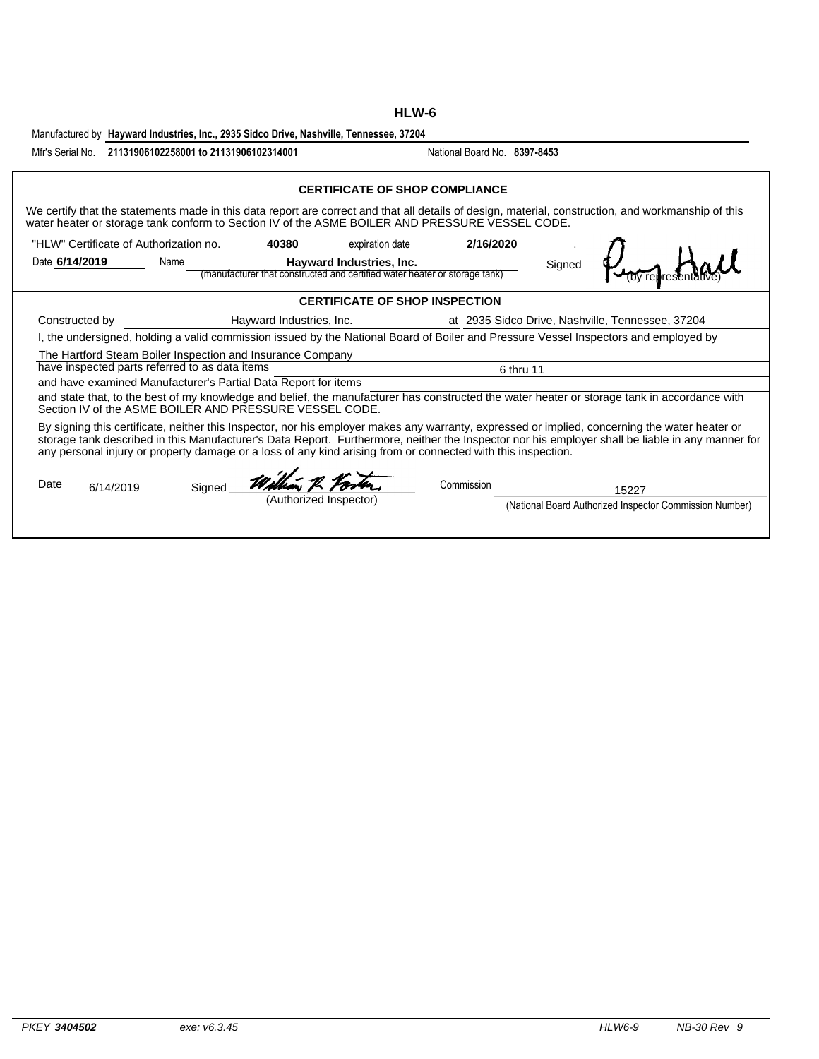# HLW-6

Manufactured by **Hayward Industries, Inc., 2935 Sidco Drive, Nashville, Tennessee, 37204**

Mfr's Serial No. **21131906102258001 to 21131906102314001** National Board No. **8397-8453**

## CERTIFICATE OF SHOP COMPLIANCE

We certify that the statements made in this data report are correct and that all details of design, material, construction, and workmanship of this water heater or storage tank conform to Section IV of the ASME BOILER AND PRESSURE VESSEL CODE.

"HLW" Certificate of Authorization no. **40380** expiration date **2/16/2020**.

Date **6/14/2019** Name **Hayward Industries, Inc.** (manufacturer that constructed and certified water heater or storage tank) Signed Perry Hall (by representative)

## CERTIFICATE OF SHOP INSPECTION

Constructed by Hayward Industries, Inc. at 2935 Sidco Drive, Nashville, Tennessee, 37204

I, the undersigned, holding a valid commission issued by the National Board of Boiler and Pressure Vessel Inspectors and employed by The Hartford Steam Boiler Inspection and Insurance Company have inspected parts referred to as data items 6 thru 11 and have examined Manufacturer's Partial Data Report for items

and state that, to the best of my knowledge and belief, the manufacturer has constructed the water heater or storage tank in accordance with Section IV of the ASME BOILER AND PRESSURE VESSEL CODE.

By signing this certificate, neither this Inspector, nor his employer makes any warranty, expressed or implied, concerning the water heater or storage tank described in this Manufacturer's Data Report. Furthermore, neither the Inspector nor his employer shall be liable in any manner for any personal injury or property damage or a loss of any kind arising from or connected with this inspection.

Date 6/14/2019 Signed William R. Foster (Authorized Inspector) Commission 15227 (National Board Authorized Inspector Commission Number)

*PKEY 3404502* *exe: v6.3.45* *HLW6-9* *NB-30 Rev 9*